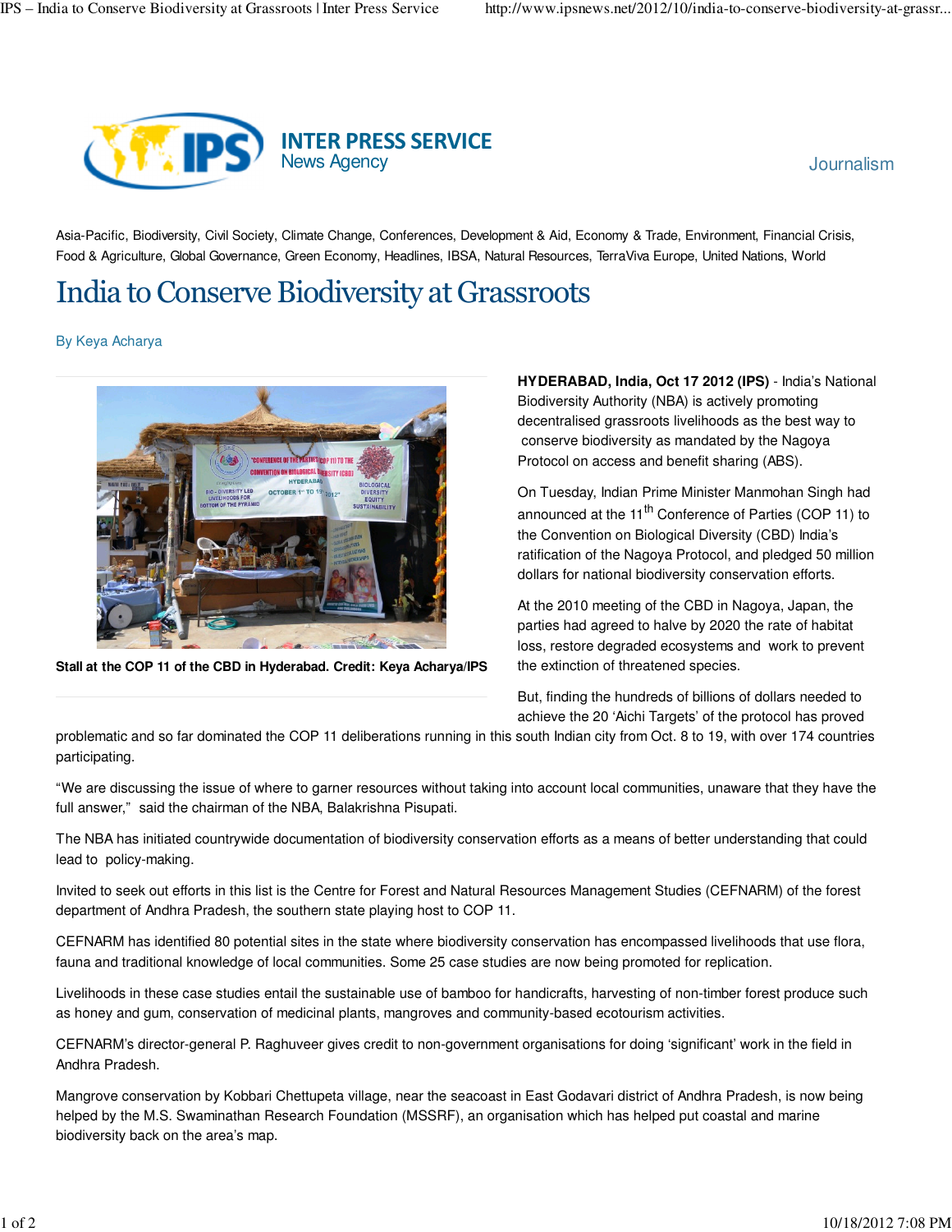INTER PRESS SERVICE
News Agency

Journalism

Asia-Pacific, Biodiversity, Civil Society, Climate Change, Conferences, Development & Aid, Economy & Trade, Environment, Financial Crisis, Food & Agriculture, Global Governance, Green Economy, Headlines, IBSA, Natural Resources, TerraViva Europe, United Nations, World

# India to Conserve Biodiversity at Grassroots

By Keya Acharya

**Stall at the COP 11 of the CBD in Hyderabad. Credit: Keya Acharya/IPS**

**HYDERABAD, India, Oct 17 2012 (IPS)** - India's National Biodiversity Authority (NBA) is actively promoting decentralised grassroots livelihoods as the best way to conserve biodiversity as mandated by the Nagoya Protocol on access and benefit sharing (ABS).

On Tuesday, Indian Prime Minister Manmohan Singh had announced at the 11th Conference of Parties (COP 11) to the Convention on Biological Diversity (CBD) India's ratification of the Nagoya Protocol, and pledged 50 million dollars for national biodiversity conservation efforts.

At the 2010 meeting of the CBD in Nagoya, Japan, the parties had agreed to halve by 2020 the rate of habitat loss, restore degraded ecosystems and work to prevent the extinction of threatened species.

But, finding the hundreds of billions of dollars needed to achieve the 20 'Aichi Targets' of the protocol has proved problematic and so far dominated the COP 11 deliberations running in this south Indian city from Oct. 8 to 19, with over 174 countries participating.

"We are discussing the issue of where to garner resources without taking into account local communities, unaware that they have the full answer," said the chairman of the NBA, Balakrishna Pisupati.

The NBA has initiated countrywide documentation of biodiversity conservation efforts as a means of better understanding that could lead to policy-making.

Invited to seek out efforts in this list is the Centre for Forest and Natural Resources Management Studies (CEFNARM) of the forest department of Andhra Pradesh, the southern state playing host to COP 11.

CEFNARM has identified 80 potential sites in the state where biodiversity conservation has encompassed livelihoods that use flora, fauna and traditional knowledge of local communities. Some 25 case studies are now being promoted for replication.

Livelihoods in these case studies entail the sustainable use of bamboo for handicrafts, harvesting of non-timber forest produce such as honey and gum, conservation of medicinal plants, mangroves and community-based ecotourism activities.

CEFNARM's director-general P. Raghuveer gives credit to non-government organisations for doing 'significant' work in the field in Andhra Pradesh.

Mangrove conservation by Kobbari Chettupeta village, near the seacoast in East Godavari district of Andhra Pradesh, is now being helped by the M.S. Swaminathan Research Foundation (MSSRF), an organisation which has helped put coastal and marine biodiversity back on the area's map.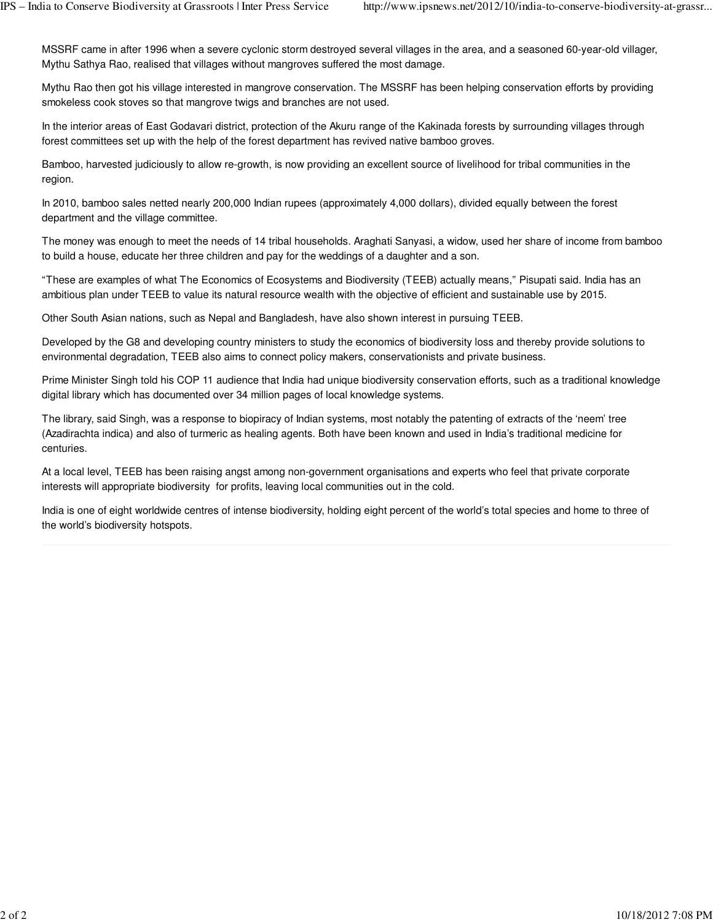MSSRF came in after 1996 when a severe cyclonic storm destroyed several villages in the area, and a seasoned 60-year-old villager, Mythu Sathya Rao, realised that villages without mangroves suffered the most damage.

Mythu Rao then got his village interested in mangrove conservation. The MSSRF has been helping conservation efforts by providing smokeless cook stoves so that mangrove twigs and branches are not used.

In the interior areas of East Godavari district, protection of the Akuru range of the Kakinada forests by surrounding villages through forest committees set up with the help of the forest department has revived native bamboo groves.

Bamboo, harvested judiciously to allow re-growth, is now providing an excellent source of livelihood for tribal communities in the region.

In 2010, bamboo sales netted nearly 200,000 Indian rupees (approximately 4,000 dollars), divided equally between the forest department and the village committee.

The money was enough to meet the needs of 14 tribal households. Araghati Sanyasi, a widow, used her share of income from bamboo to build a house, educate her three children and pay for the weddings of a daughter and a son.

"These are examples of what The Economics of Ecosystems and Biodiversity (TEEB) actually means," Pisupati said. India has an ambitious plan under TEEB to value its natural resource wealth with the objective of efficient and sustainable use by 2015.

Other South Asian nations, such as Nepal and Bangladesh, have also shown interest in pursuing TEEB.

Developed by the G8 and developing country ministers to study the economics of biodiversity loss and thereby provide solutions to environmental degradation, TEEB also aims to connect policy makers, conservationists and private business.

Prime Minister Singh told his COP 11 audience that India had unique biodiversity conservation efforts, such as a traditional knowledge digital library which has documented over 34 million pages of local knowledge systems.

The library, said Singh, was a response to biopiracy of Indian systems, most notably the patenting of extracts of the 'neem' tree (Azadirachta indica) and also of turmeric as healing agents. Both have been known and used in India's traditional medicine for centuries.

At a local level, TEEB has been raising angst among non-government organisations and experts who feel that private corporate interests will appropriate biodiversity for profits, leaving local communities out in the cold.

India is one of eight worldwide centres of intense biodiversity, holding eight percent of the world's total species and home to three of the world's biodiversity hotspots.